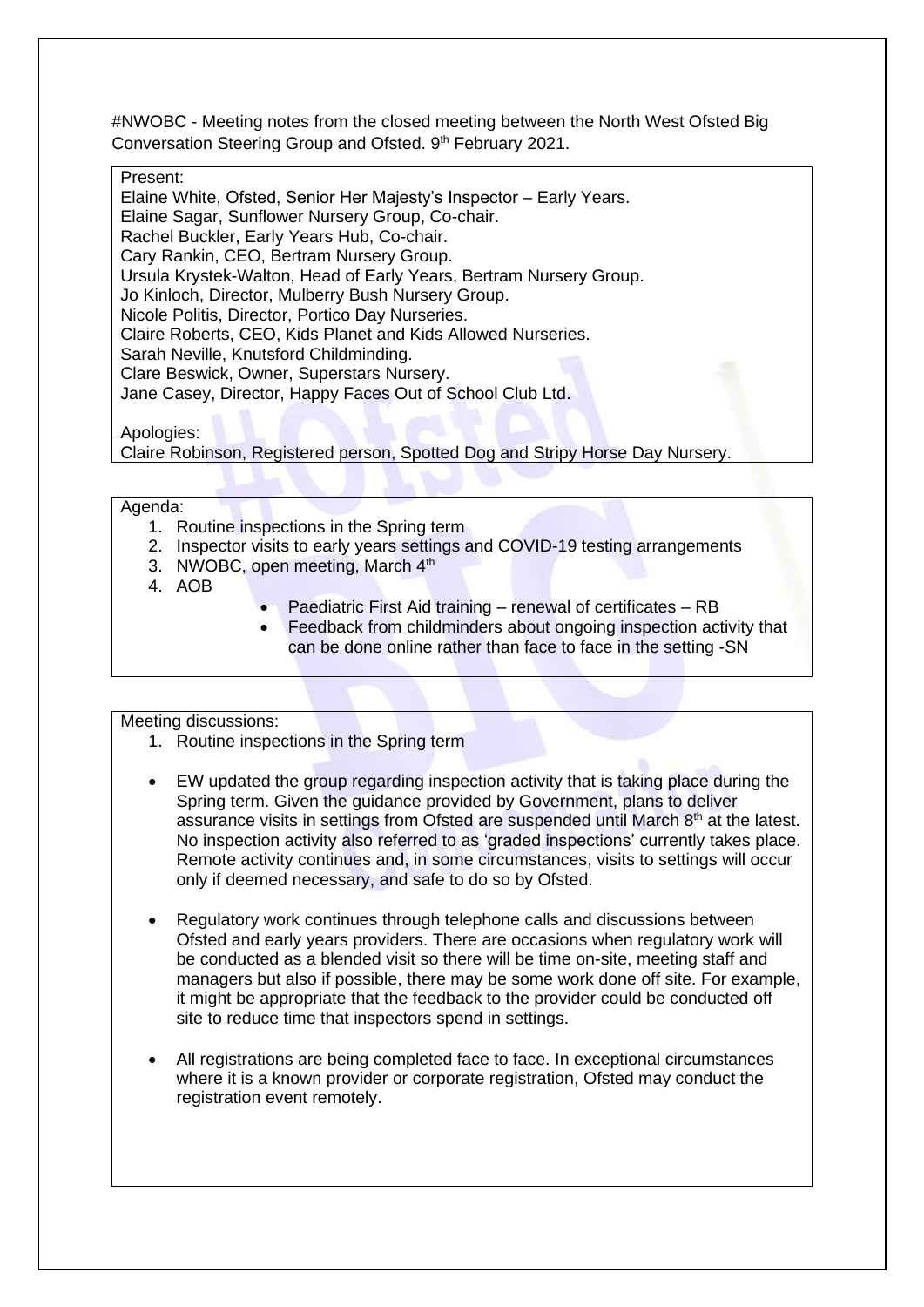#NWOBC - Meeting notes from the closed meeting between the North West Ofsted Big Conversation Steering Group and Ofsted. 9th February 2021.

Present:
Elaine White, Ofsted, Senior Her Majesty's Inspector – Early Years.
Elaine Sagar, Sunflower Nursery Group, Co-chair.
Rachel Buckler, Early Years Hub, Co-chair.
Cary Rankin, CEO, Bertram Nursery Group.
Ursula Krystek-Walton, Head of Early Years, Bertram Nursery Group.
Jo Kinloch, Director, Mulberry Bush Nursery Group.
Nicole Politis, Director, Portico Day Nurseries.
Claire Roberts, CEO, Kids Planet and Kids Allowed Nurseries.
Sarah Neville, Knutsford Childminding.
Clare Beswick, Owner, Superstars Nursery.
Jane Casey, Director, Happy Faces Out of School Club Ltd.

Apologies:
Claire Robinson, Registered person, Spotted Dog and Stripy Horse Day Nursery.

Agenda:

1. Routine inspections in the Spring term
2. Inspector visits to early years settings and COVID-19 testing arrangements
3. NWOBC, open meeting, March 4th
4. AOB
   - Paediatric First Aid training – renewal of certificates – RB
   - Feedback from childminders about ongoing inspection activity that can be done online rather than face to face in the setting -SN

Meeting discussions:

1. Routine inspections in the Spring term

- EW updated the group regarding inspection activity that is taking place during the Spring term. Given the guidance provided by Government, plans to deliver assurance visits in settings from Ofsted are suspended until March 8th at the latest. No inspection activity also referred to as 'graded inspections' currently takes place. Remote activity continues and, in some circumstances, visits to settings will occur only if deemed necessary, and safe to do so by Ofsted.

- Regulatory work continues through telephone calls and discussions between Ofsted and early years providers. There are occasions when regulatory work will be conducted as a blended visit so there will be time on-site, meeting staff and managers but also if possible, there may be some work done off site. For example, it might be appropriate that the feedback to the provider could be conducted off site to reduce time that inspectors spend in settings.

- All registrations are being completed face to face. In exceptional circumstances where it is a known provider or corporate registration, Ofsted may conduct the registration event remotely.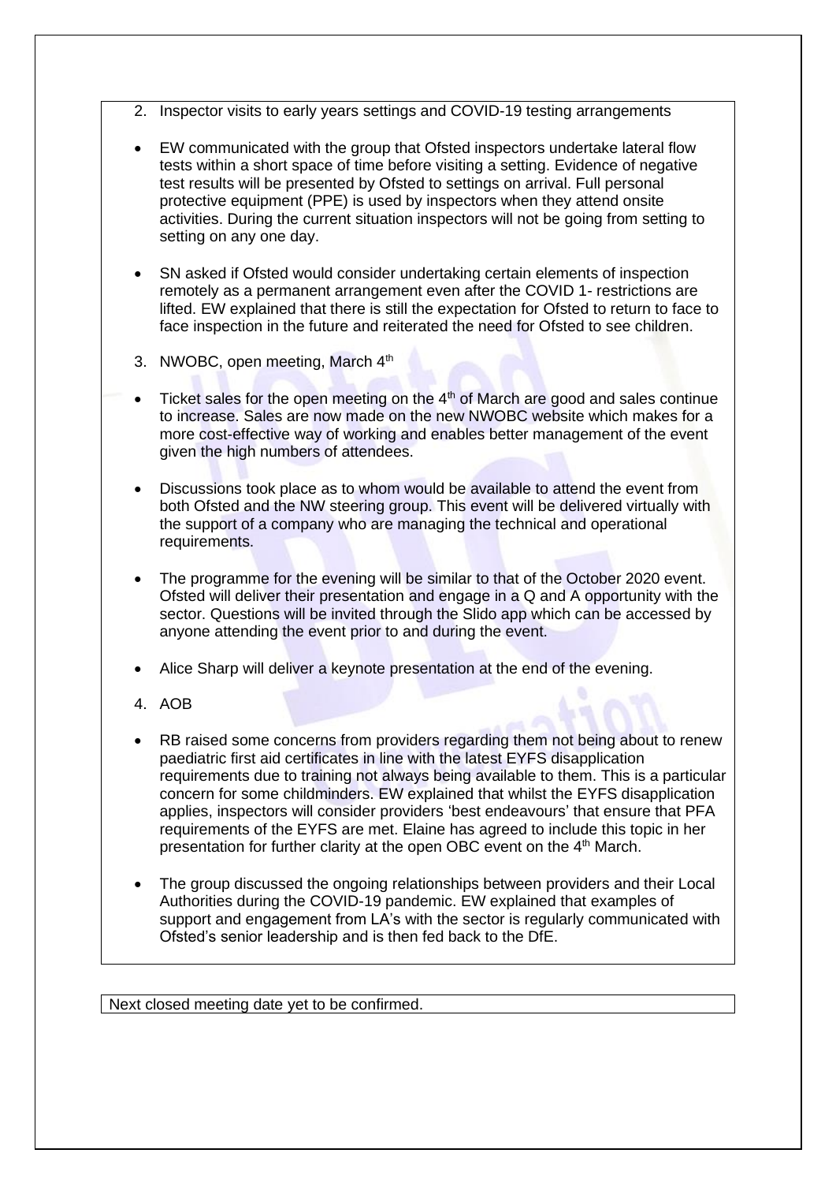2. Inspector visits to early years settings and COVID-19 testing arrangements

- EW communicated with the group that Ofsted inspectors undertake lateral flow tests within a short space of time before visiting a setting. Evidence of negative test results will be presented by Ofsted to settings on arrival. Full personal protective equipment (PPE) is used by inspectors when they attend onsite activities. During the current situation inspectors will not be going from setting to setting on any one day.

- SN asked if Ofsted would consider undertaking certain elements of inspection remotely as a permanent arrangement even after the COVID 1- restrictions are lifted. EW explained that there is still the expectation for Ofsted to return to face to face inspection in the future and reiterated the need for Ofsted to see children.

3. NWOBC, open meeting, March 4th

- Ticket sales for the open meeting on the 4th of March are good and sales continue to increase. Sales are now made on the new NWOBC website which makes for a more cost-effective way of working and enables better management of the event given the high numbers of attendees.

- Discussions took place as to whom would be available to attend the event from both Ofsted and the NW steering group. This event will be delivered virtually with the support of a company who are managing the technical and operational requirements.

- The programme for the evening will be similar to that of the October 2020 event. Ofsted will deliver their presentation and engage in a Q and A opportunity with the sector. Questions will be invited through the Slido app which can be accessed by anyone attending the event prior to and during the event.

- Alice Sharp will deliver a keynote presentation at the end of the evening.

4. AOB

- RB raised some concerns from providers regarding them not being about to renew paediatric first aid certificates in line with the latest EYFS disapplication requirements due to training not always being available to them. This is a particular concern for some childminders. EW explained that whilst the EYFS disapplication applies, inspectors will consider providers 'best endeavours' that ensure that PFA requirements of the EYFS are met. Elaine has agreed to include this topic in her presentation for further clarity at the open OBC event on the 4th March.

- The group discussed the ongoing relationships between providers and their Local Authorities during the COVID-19 pandemic. EW explained that examples of support and engagement from LA's with the sector is regularly communicated with Ofsted's senior leadership and is then fed back to the DfE.

Next closed meeting date yet to be confirmed.